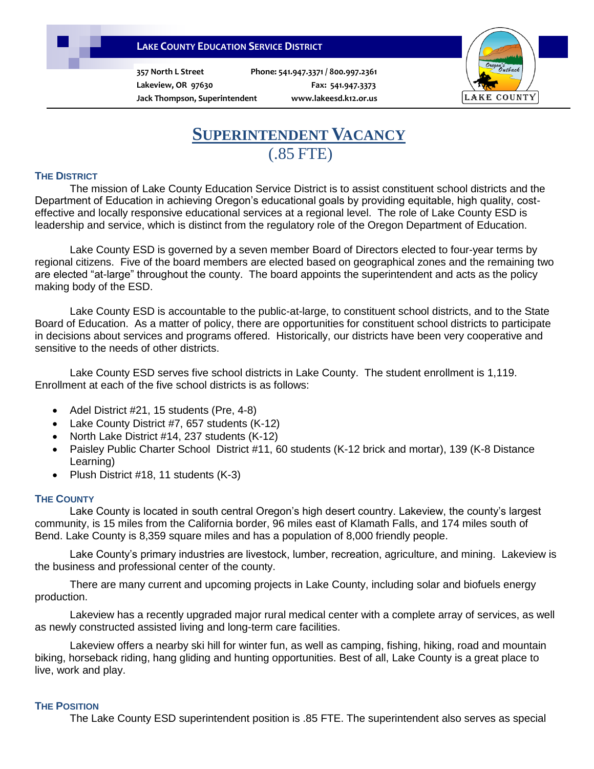**LAKE COUNTY EDUCATION SERVICE DISTRICT**

357 North L Street
Lakeview, OR 97630
Jack Thompson, Superintendent

Phone: 541.947.3371 / 800.997.2361
Fax: 541.947.3373
www.lakeesd.k12.or.us

# SUPERINTENDENT VACANCY
## (.85 FTE)

### THE DISTRICT

The mission of Lake County Education Service District is to assist constituent school districts and the Department of Education in achieving Oregon's educational goals by providing equitable, high quality, cost-effective and locally responsive educational services at a regional level. The role of Lake County ESD is leadership and service, which is distinct from the regulatory role of the Oregon Department of Education.

Lake County ESD is governed by a seven member Board of Directors elected to four-year terms by regional citizens. Five of the board members are elected based on geographical zones and the remaining two are elected "at-large" throughout the county. The board appoints the superintendent and acts as the policy making body of the ESD.

Lake County ESD is accountable to the public-at-large, to constituent school districts, and to the State Board of Education. As a matter of policy, there are opportunities for constituent school districts to participate in decisions about services and programs offered. Historically, our districts have been very cooperative and sensitive to the needs of other districts.

Lake County ESD serves five school districts in Lake County. The student enrollment is 1,119. Enrollment at each of the five school districts is as follows:

- Adel District #21, 15 students (Pre, 4-8)
- Lake County District #7, 657 students (K-12)
- North Lake District #14, 237 students (K-12)
- Paisley Public Charter School District #11, 60 students (K-12 brick and mortar), 139 (K-8 Distance Learning)
- Plush District #18, 11 students (K-3)

### THE COUNTY

Lake County is located in south central Oregon's high desert country. Lakeview, the county's largest community, is 15 miles from the California border, 96 miles east of Klamath Falls, and 174 miles south of Bend. Lake County is 8,359 square miles and has a population of 8,000 friendly people.

Lake County's primary industries are livestock, lumber, recreation, agriculture, and mining. Lakeview is the business and professional center of the county.

There are many current and upcoming projects in Lake County, including solar and biofuels energy production.

Lakeview has a recently upgraded major rural medical center with a complete array of services, as well as newly constructed assisted living and long-term care facilities.

Lakeview offers a nearby ski hill for winter fun, as well as camping, fishing, hiking, road and mountain biking, horseback riding, hang gliding and hunting opportunities. Best of all, Lake County is a great place to live, work and play.

### THE POSITION

The Lake County ESD superintendent position is .85 FTE. The superintendent also serves as special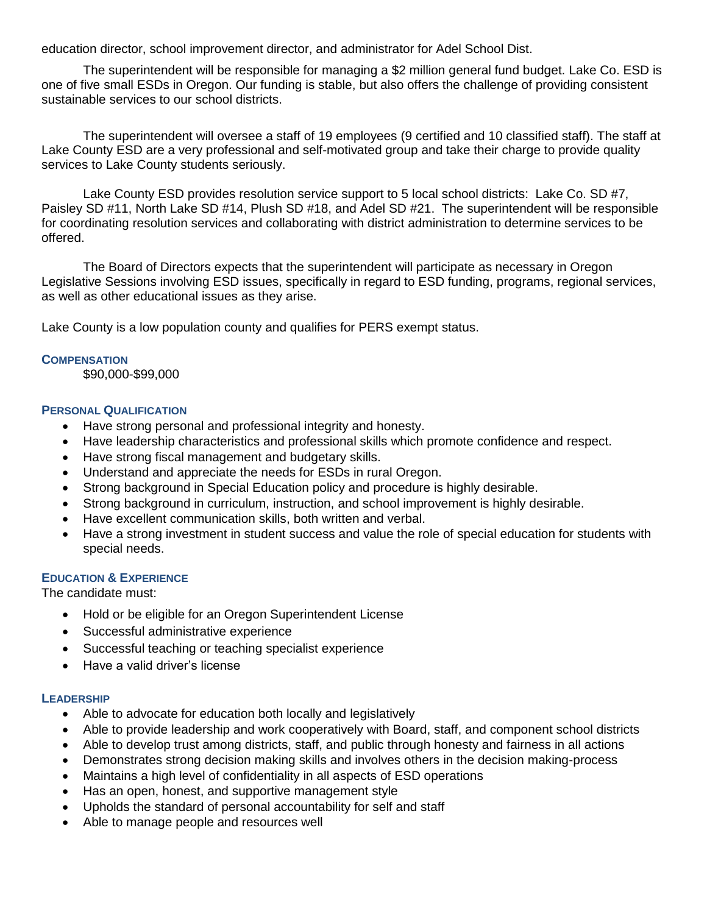education director, school improvement director, and administrator for Adel School Dist.

The superintendent will be responsible for managing a $2 million general fund budget. Lake Co. ESD is one of five small ESDs in Oregon. Our funding is stable, but also offers the challenge of providing consistent sustainable services to our school districts.

The superintendent will oversee a staff of 19 employees (9 certified and 10 classified staff). The staff at Lake County ESD are a very professional and self-motivated group and take their charge to provide quality services to Lake County students seriously.

Lake County ESD provides resolution service support to 5 local school districts: Lake Co. SD #7, Paisley SD #11, North Lake SD #14, Plush SD #18, and Adel SD #21. The superintendent will be responsible for coordinating resolution services and collaborating with district administration to determine services to be offered.

The Board of Directors expects that the superintendent will participate as necessary in Oregon Legislative Sessions involving ESD issues, specifically in regard to ESD funding, programs, regional services, as well as other educational issues as they arise.

Lake County is a low population county and qualifies for PERS exempt status.

## Compensation

$90,000-$99,000

## Personal Qualification

- Have strong personal and professional integrity and honesty.
- Have leadership characteristics and professional skills which promote confidence and respect.
- Have strong fiscal management and budgetary skills.
- Understand and appreciate the needs for ESDs in rural Oregon.
- Strong background in Special Education policy and procedure is highly desirable.
- Strong background in curriculum, instruction, and school improvement is highly desirable.
- Have excellent communication skills, both written and verbal.
- Have a strong investment in student success and value the role of special education for students with special needs.

## Education & Experience

The candidate must:

- Hold or be eligible for an Oregon Superintendent License
- Successful administrative experience
- Successful teaching or teaching specialist experience
- Have a valid driver's license

## Leadership

- Able to advocate for education both locally and legislatively
- Able to provide leadership and work cooperatively with Board, staff, and component school districts
- Able to develop trust among districts, staff, and public through honesty and fairness in all actions
- Demonstrates strong decision making skills and involves others in the decision making-process
- Maintains a high level of confidentiality in all aspects of ESD operations
- Has an open, honest, and supportive management style
- Upholds the standard of personal accountability for self and staff
- Able to manage people and resources well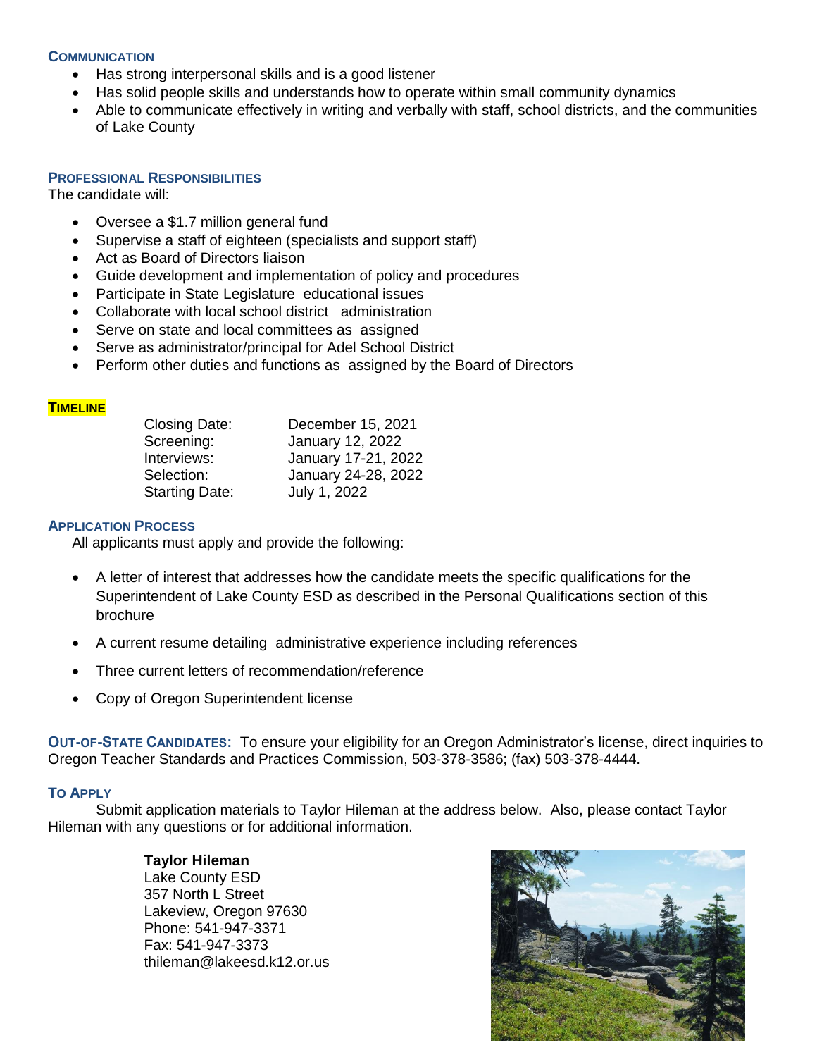### COMMUNICATION

- Has strong interpersonal skills and is a good listener
- Has solid people skills and understands how to operate within small community dynamics
- Able to communicate effectively in writing and verbally with staff, school districts, and the communities of Lake County

### PROFESSIONAL RESPONSIBILITIES

The candidate will:

- Oversee a $1.7 million general fund
- Supervise a staff of eighteen (specialists and support staff)
- Act as Board of Directors liaison
- Guide development and implementation of policy and procedures
- Participate in State Legislature educational issues
- Collaborate with local school district administration
- Serve on state and local committees as assigned
- Serve as administrator/principal for Adel School District
- Perform other duties and functions as assigned by the Board of Directors

### TIMELINE

| | |
|---|---|
| Closing Date: | December 15, 2021 |
| Screening: | January 12, 2022 |
| Interviews: | January 17-21, 2022 |
| Selection: | January 24-28, 2022 |
| Starting Date: | July 1, 2022 |

### APPLICATION PROCESS

All applicants must apply and provide the following:

- A letter of interest that addresses how the candidate meets the specific qualifications for the Superintendent of Lake County ESD as described in the Personal Qualifications section of this brochure
- A current resume detailing administrative experience including references
- Three current letters of recommendation/reference
- Copy of Oregon Superintendent license

**OUT-OF-STATE CANDIDATES:** To ensure your eligibility for an Oregon Administrator's license, direct inquiries to Oregon Teacher Standards and Practices Commission, 503-378-3586; (fax) 503-378-4444.

### TO APPLY

Submit application materials to Taylor Hileman at the address below. Also, please contact Taylor Hileman with any questions or for additional information.

**Taylor Hileman**
Lake County ESD
357 North L Street
Lakeview, Oregon 97630
Phone: 541-947-3371
Fax: 541-947-3373
thileman@lakeesd.k12.or.us